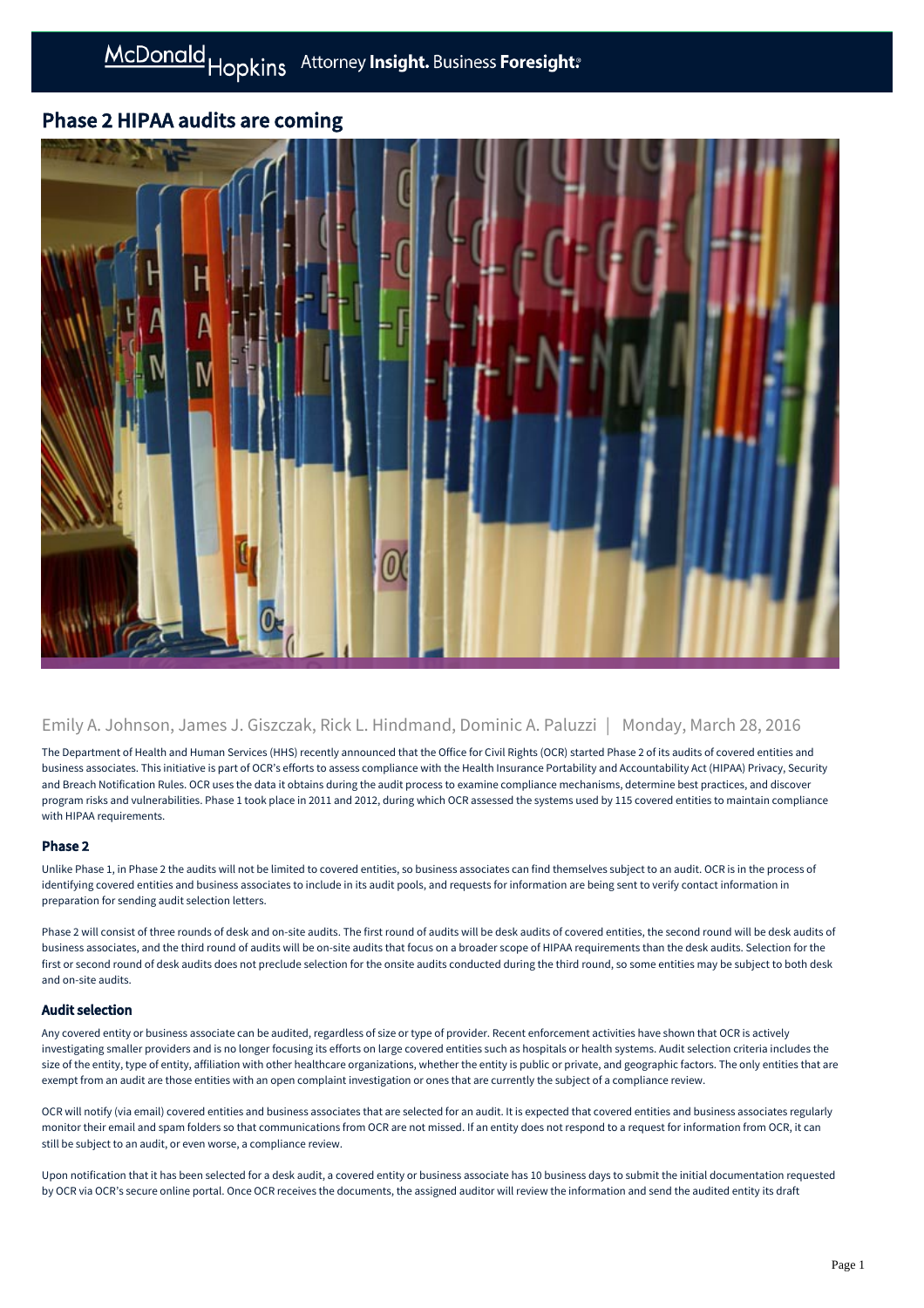# Phase 2 HIPAA audits are coming

Emily A. Johnson, James J. Giszczak, Rick L. Hindmand, Dominic A. Paluzzi | Monday, March 28, 2016

The Department of Health and Human Services (HHS) recently announced that the Office for Civil Rights (OCR) started Phase 2 of its audits of covered entities and business associates. This initiative is part of OCR's efforts to assess compliance with the Health Insurance Portability and Accountability Act (HIPAA) Privacy, Security and Breach Notification Rules. OCR uses the data it obtains during the audit process to examine compliance mechanisms, determine best practices, and discover program risks and vulnerabilities. Phase 1 took place in 2011 and 2012, during which OCR assessed the systems used by 115 covered entities to maintain compliance with HIPAA requirements.

## Phase 2

Unlike Phase 1, in Phase 2 the audits will not be limited to covered entities, so business associates can find themselves subject to an audit. OCR is in the process of identifying covered entities and business associates to include in its audit pools, and requests for information are being sent to verify contact information in preparation for sending audit selection letters.

Phase 2 will consist of three rounds of desk and on-site audits. The first round of audits will be desk audits of covered entities, the second round will be desk audits of business associates, and the third round of audits will be on-site audits that focus on a broader scope of HIPAA requirements than the desk audits. Selection for the first or second round of desk audits does not preclude selection for the onsite audits conducted during the third round, so some entities may be subject to both desk and on-site audits.

## Audit selection

Any covered entity or business associate can be audited, regardless of size or type of provider. Recent enforcement activities have shown that OCR is actively investigating smaller providers and is no longer focusing its efforts on large covered entities such as hospitals or health systems. Audit selection criteria includes the size of the entity, type of entity, affiliation with other healthcare organizations, whether the entity is public or private, and geographic factors. The only entities that are exempt from an audit are those entities with an open complaint investigation or ones that are currently the subject of a compliance review.

OCR will notify (via email) covered entities and business associates that are selected for an audit. It is expected that covered entities and business associates regularly monitor their email and spam folders so that communications from OCR are not missed. If an entity does not respond to a request for information from OCR, it can still be subject to an audit, or even worse, a compliance review.

Upon notification that it has been selected for a desk audit, a covered entity or business associate has 10 business days to submit the initial documentation requested by OCR via OCR's secure online portal. Once OCR receives the documents, the assigned auditor will review the information and send the audited entity its draft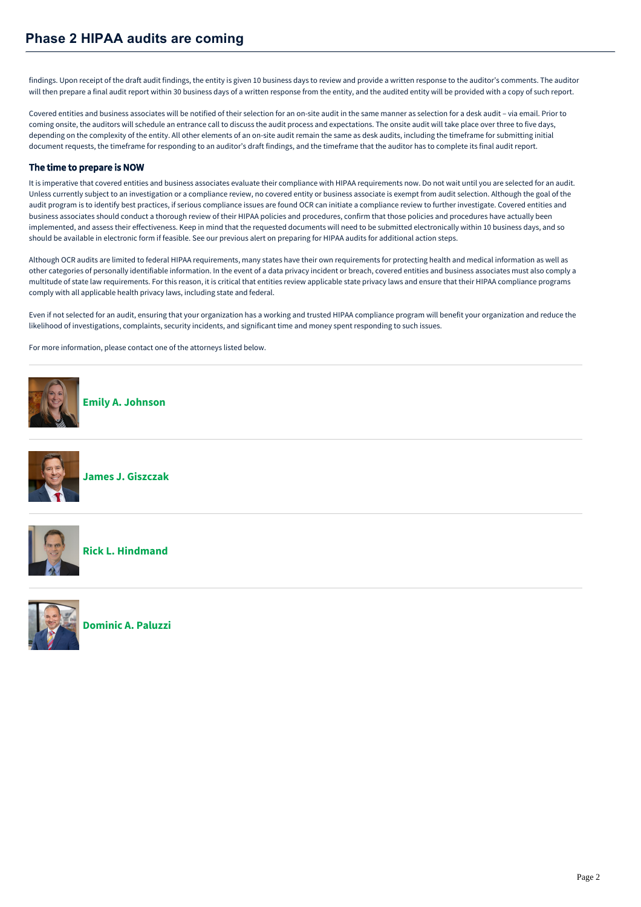findings. Upon receipt of the draft audit findings, the entity is given 10 business days to review and provide a written response to the auditor's comments. The auditor will then prepare a final audit report within 30 business days of a written response from the entity, and the audited entity will be provided with a copy of such report.

Covered entities and business associates will be notified of their selection for an on-site audit in the same manner as selection for a desk audit – via email. Prior to coming onsite, the auditors will schedule an entrance call to discuss the audit process and expectations. The onsite audit will take place over three to five days, depending on the complexity of the entity. All other elements of an on-site audit remain the same as desk audits, including the timeframe for submitting initial document requests, the timeframe for responding to an auditor's draft findings, and the timeframe that the auditor has to complete its final audit report.

### The time to prepare is NOW

It is imperative that covered entities and business associates evaluate their compliance with HIPAA requirements now. Do not wait until you are selected for an audit. Unless currently subject to an investigation or a compliance review, no covered entity or business associate is exempt from audit selection. Although the goal of the audit program is to identify best practices, if serious compliance issues are found OCR can initiate a compliance review to further investigate. Covered entities and business associates should conduct a thorough review of their HIPAA policies and procedures, confirm that those policies and procedures have actually been implemented, and assess their effectiveness. Keep in mind that the requested documents will need to be submitted electronically within 10 business days, and so should be available in electronic form if feasible. See our previous alert on preparing for HIPAA audits for additional action steps.

Although OCR audits are limited to federal HIPAA requirements, many states have their own requirements for protecting health and medical information as well as other categories of personally identifiable information. In the event of a data privacy incident or breach, covered entities and business associates must also comply a multitude of state law requirements. For this reason, it is critical that entities review applicable state privacy laws and ensure that their HIPAA compliance programs comply with all applicable health privacy laws, including state and federal.

Even if not selected for an audit, ensuring that your organization has a working and trusted HIPAA compliance program will benefit your organization and reduce the likelihood of investigations, complaints, security incidents, and significant time and money spent responding to such issues.

For more information, please contact one of the attorneys listed below.

**Emily A. Johnson**

**James J. Giszczak**

**Rick L. Hindmand**

**Dominic A. Paluzzi**